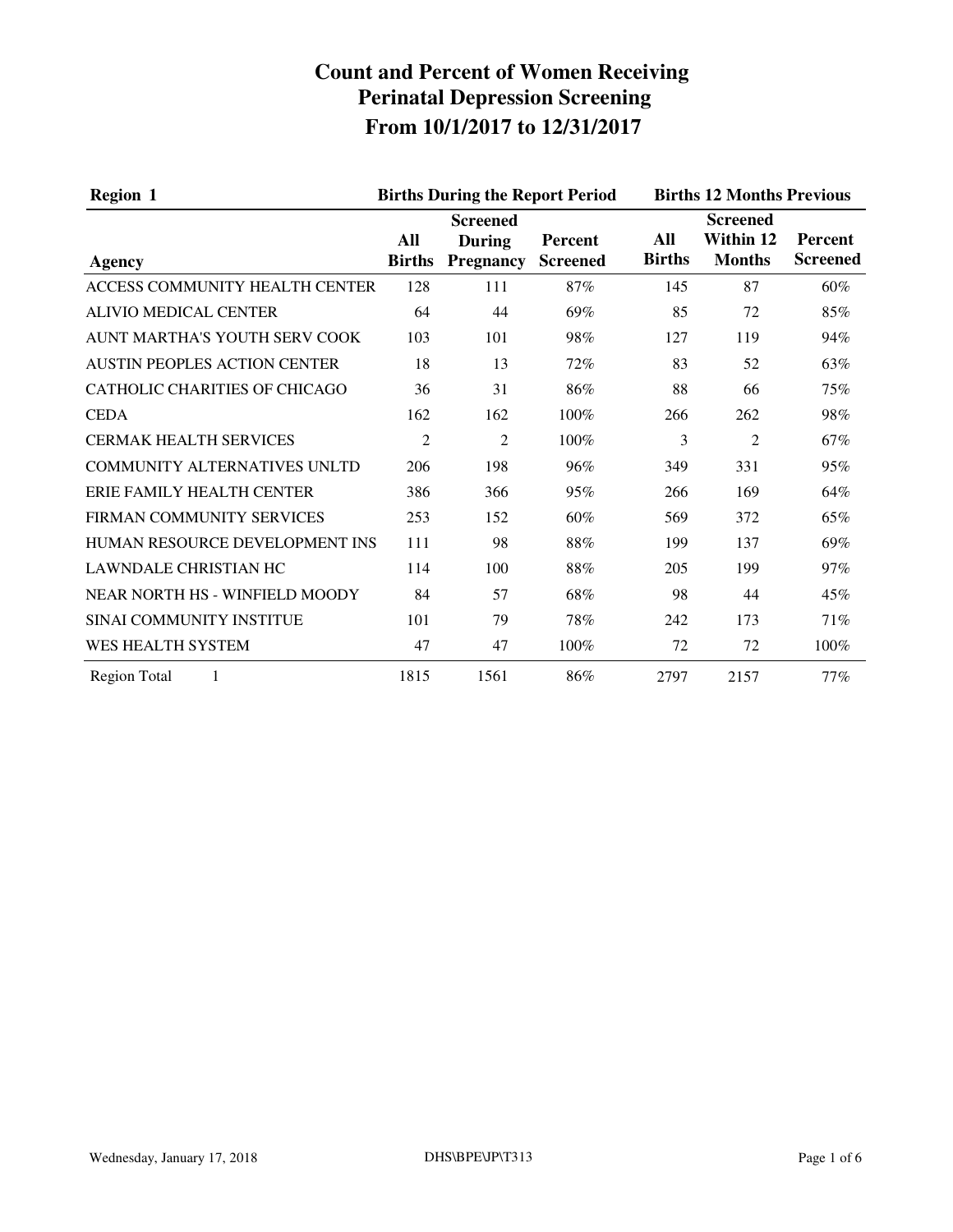# Count and Percent of Women Receiving Perinatal Depression Screening From 10/1/2017 to 12/31/2017

| Region 1 | Births During the Report Period | | | Births 12 Months Previous | | |
|---|---|---|---|---|---|---|
| Agency | All Births | Screened During Pregnancy | Percent Screened | All Births | Screened Within 12 Months | Percent Screened |
| ACCESS COMMUNITY HEALTH CENTER | 128 | 111 | 87% | 145 | 87 | 60% |
| ALIVIO MEDICAL CENTER | 64 | 44 | 69% | 85 | 72 | 85% |
| AUNT MARTHA'S YOUTH SERV COOK | 103 | 101 | 98% | 127 | 119 | 94% |
| AUSTIN PEOPLES ACTION CENTER | 18 | 13 | 72% | 83 | 52 | 63% |
| CATHOLIC CHARITIES OF CHICAGO | 36 | 31 | 86% | 88 | 66 | 75% |
| CEDA | 162 | 162 | 100% | 266 | 262 | 98% |
| CERMAK HEALTH SERVICES | 2 | 2 | 100% | 3 | 2 | 67% |
| COMMUNITY ALTERNATIVES UNLTD | 206 | 198 | 96% | 349 | 331 | 95% |
| ERIE FAMILY HEALTH CENTER | 386 | 366 | 95% | 266 | 169 | 64% |
| FIRMAN COMMUNITY SERVICES | 253 | 152 | 60% | 569 | 372 | 65% |
| HUMAN RESOURCE DEVELOPMENT INS | 111 | 98 | 88% | 199 | 137 | 69% |
| LAWNDALE CHRISTIAN HC | 114 | 100 | 88% | 205 | 199 | 97% |
| NEAR NORTH HS - WINFIELD MOODY | 84 | 57 | 68% | 98 | 44 | 45% |
| SINAI COMMUNITY INSTITUE | 101 | 79 | 78% | 242 | 173 | 71% |
| WES HEALTH SYSTEM | 47 | 47 | 100% | 72 | 72 | 100% |
| Region Total 1 | 1815 | 1561 | 86% | 2797 | 2157 | 77% |

Wednesday, January 17, 2018 DHS\BPE\JP\T313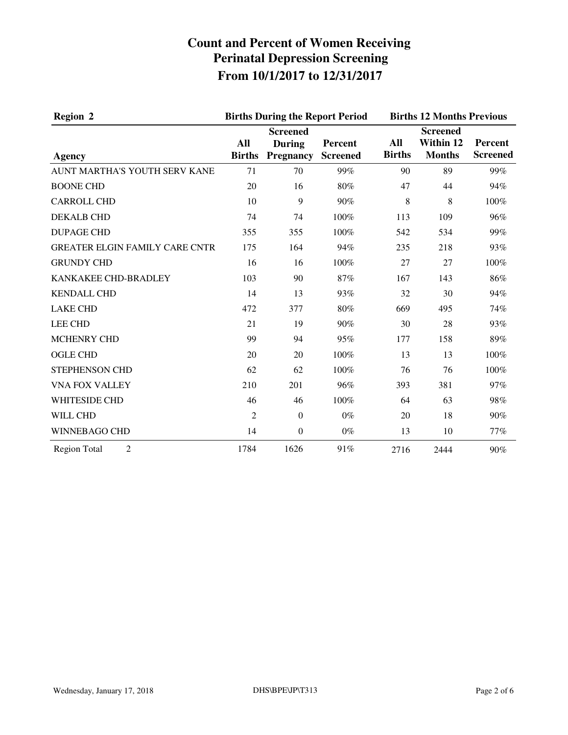# Count and Percent of Women Receiving Perinatal Depression Screening From 10/1/2017 to 12/31/2017

| Region 2 | Births During the Report Period | | | Births 12 Months Previous | | |
|---|---|---|---|---|---|---|
| Agency | All Births | Screened During Pregnancy | Percent Screened | All Births | Screened Within 12 Months | Percent Screened |
| AUNT MARTHA'S YOUTH SERV KANE | 71 | 70 | 99% | 90 | 89 | 99% |
| BOONE CHD | 20 | 16 | 80% | 47 | 44 | 94% |
| CARROLL CHD | 10 | 9 | 90% | 8 | 8 | 100% |
| DEKALB CHD | 74 | 74 | 100% | 113 | 109 | 96% |
| DUPAGE CHD | 355 | 355 | 100% | 542 | 534 | 99% |
| GREATER ELGIN FAMILY CARE CNTR | 175 | 164 | 94% | 235 | 218 | 93% |
| GRUNDY CHD | 16 | 16 | 100% | 27 | 27 | 100% |
| KANKAKEE CHD-BRADLEY | 103 | 90 | 87% | 167 | 143 | 86% |
| KENDALL CHD | 14 | 13 | 93% | 32 | 30 | 94% |
| LAKE CHD | 472 | 377 | 80% | 669 | 495 | 74% |
| LEE CHD | 21 | 19 | 90% | 30 | 28 | 93% |
| MCHENRY CHD | 99 | 94 | 95% | 177 | 158 | 89% |
| OGLE CHD | 20 | 20 | 100% | 13 | 13 | 100% |
| STEPHENSON CHD | 62 | 62 | 100% | 76 | 76 | 100% |
| VNA FOX VALLEY | 210 | 201 | 96% | 393 | 381 | 97% |
| WHITESIDE CHD | 46 | 46 | 100% | 64 | 63 | 98% |
| WILL CHD | 2 | 0 | 0% | 20 | 18 | 90% |
| WINNEBAGO CHD | 14 | 0 | 0% | 13 | 10 | 77% |
| Region Total 2 | 1784 | 1626 | 91% | 2716 | 2444 | 90% |

Wednesday, January 17, 2018 DHS\BPE\JP\T313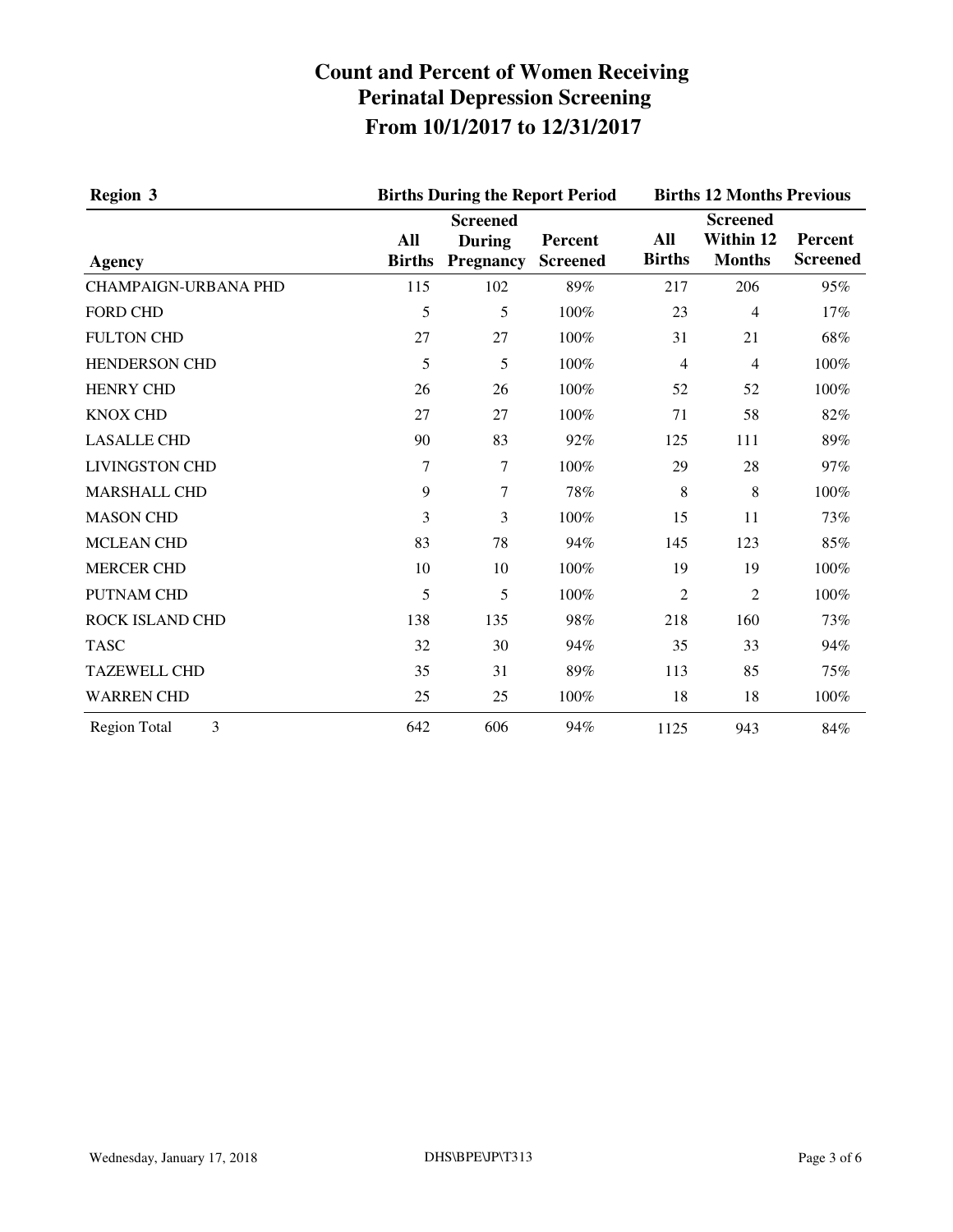# Count and Percent of Women Receiving Perinatal Depression Screening From 10/1/2017 to 12/31/2017

| Region 3 | Births During the Report Period | | | Births 12 Months Previous | | |
|---|---|---|---|---|---|---|
| Agency | All Births | Screened During Pregnancy | Percent Screened | All Births | Screened Within 12 Months | Percent Screened |
| CHAMPAIGN-URBANA PHD | 115 | 102 | 89% | 217 | 206 | 95% |
| FORD CHD | 5 | 5 | 100% | 23 | 4 | 17% |
| FULTON CHD | 27 | 27 | 100% | 31 | 21 | 68% |
| HENDERSON CHD | 5 | 5 | 100% | 4 | 4 | 100% |
| HENRY CHD | 26 | 26 | 100% | 52 | 52 | 100% |
| KNOX CHD | 27 | 27 | 100% | 71 | 58 | 82% |
| LASALLE CHD | 90 | 83 | 92% | 125 | 111 | 89% |
| LIVINGSTON CHD | 7 | 7 | 100% | 29 | 28 | 97% |
| MARSHALL CHD | 9 | 7 | 78% | 8 | 8 | 100% |
| MASON CHD | 3 | 3 | 100% | 15 | 11 | 73% |
| MCLEAN CHD | 83 | 78 | 94% | 145 | 123 | 85% |
| MERCER CHD | 10 | 10 | 100% | 19 | 19 | 100% |
| PUTNAM CHD | 5 | 5 | 100% | 2 | 2 | 100% |
| ROCK ISLAND CHD | 138 | 135 | 98% | 218 | 160 | 73% |
| TASC | 32 | 30 | 94% | 35 | 33 | 94% |
| TAZEWELL CHD | 35 | 31 | 89% | 113 | 85 | 75% |
| WARREN CHD | 25 | 25 | 100% | 18 | 18 | 100% |
| Region Total 3 | 642 | 606 | 94% | 1125 | 943 | 84% |

Wednesday, January 17, 2018 DHS\BPE\JP\T313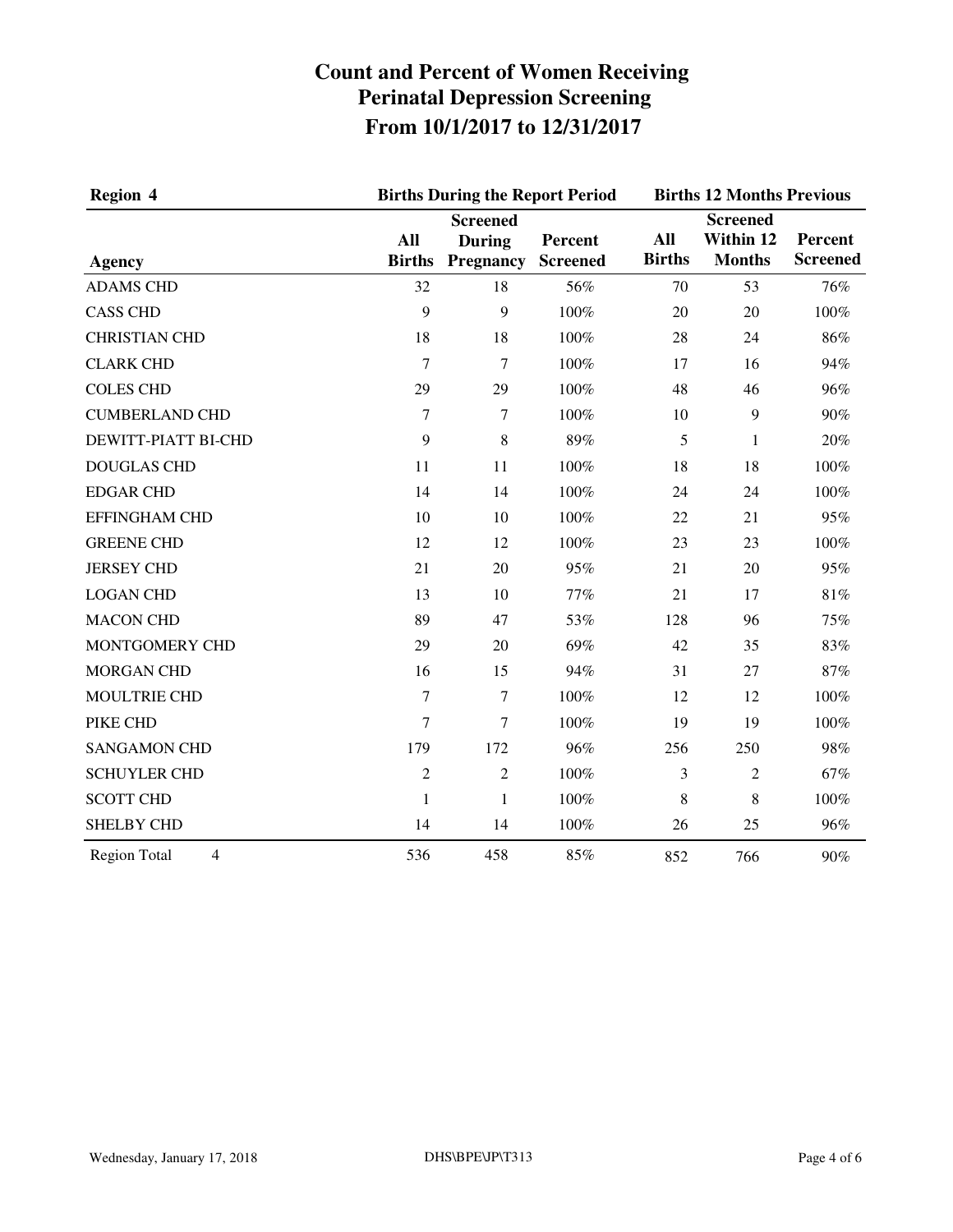# Count and Percent of Women Receiving Perinatal Depression Screening From 10/1/2017 to 12/31/2017

| Region 4 | Births During the Report Period | | | Births 12 Months Previous | | |
|---|---|---|---|---|---|---|
| Agency | All Births | Screened During Pregnancy | Percent Screened | All Births | Screened Within 12 Months | Percent Screened |
| ADAMS CHD | 32 | 18 | 56% | 70 | 53 | 76% |
| CASS CHD | 9 | 9 | 100% | 20 | 20 | 100% |
| CHRISTIAN CHD | 18 | 18 | 100% | 28 | 24 | 86% |
| CLARK CHD | 7 | 7 | 100% | 17 | 16 | 94% |
| COLES CHD | 29 | 29 | 100% | 48 | 46 | 96% |
| CUMBERLAND CHD | 7 | 7 | 100% | 10 | 9 | 90% |
| DEWITT-PIATT BI-CHD | 9 | 8 | 89% | 5 | 1 | 20% |
| DOUGLAS CHD | 11 | 11 | 100% | 18 | 18 | 100% |
| EDGAR CHD | 14 | 14 | 100% | 24 | 24 | 100% |
| EFFINGHAM CHD | 10 | 10 | 100% | 22 | 21 | 95% |
| GREENE CHD | 12 | 12 | 100% | 23 | 23 | 100% |
| JERSEY CHD | 21 | 20 | 95% | 21 | 20 | 95% |
| LOGAN CHD | 13 | 10 | 77% | 21 | 17 | 81% |
| MACON CHD | 89 | 47 | 53% | 128 | 96 | 75% |
| MONTGOMERY CHD | 29 | 20 | 69% | 42 | 35 | 83% |
| MORGAN CHD | 16 | 15 | 94% | 31 | 27 | 87% |
| MOULTRIE CHD | 7 | 7 | 100% | 12 | 12 | 100% |
| PIKE CHD | 7 | 7 | 100% | 19 | 19 | 100% |
| SANGAMON CHD | 179 | 172 | 96% | 256 | 250 | 98% |
| SCHUYLER CHD | 2 | 2 | 100% | 3 | 2 | 67% |
| SCOTT CHD | 1 | 1 | 100% | 8 | 8 | 100% |
| SHELBY CHD | 14 | 14 | 100% | 26 | 25 | 96% |
| Region Total 4 | 536 | 458 | 85% | 852 | 766 | 90% |

Wednesday, January 17, 2018 DHS\BPE\JP\T313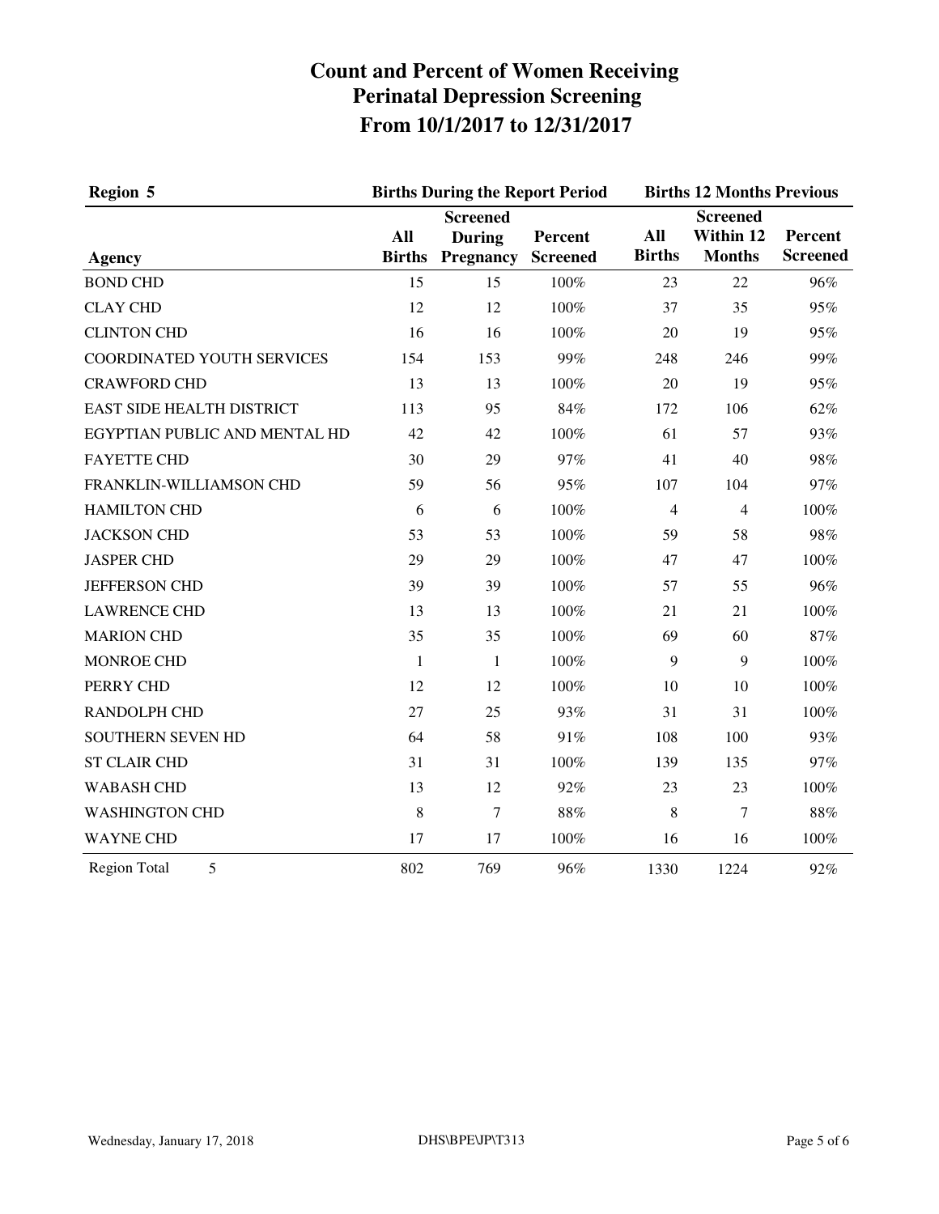# Count and Percent of Women Receiving Perinatal Depression Screening From 10/1/2017 to 12/31/2017

| Region 5 | Births During the Report Period | | | Births 12 Months Previous | | |
|---|---|---|---|---|---|---|
| Agency | All Births | Screened During Pregnancy | Percent Screened | All Births | Screened Within 12 Months | Percent Screened |
| BOND CHD | 15 | 15 | 100% | 23 | 22 | 96% |
| CLAY CHD | 12 | 12 | 100% | 37 | 35 | 95% |
| CLINTON CHD | 16 | 16 | 100% | 20 | 19 | 95% |
| COORDINATED YOUTH SERVICES | 154 | 153 | 99% | 248 | 246 | 99% |
| CRAWFORD CHD | 13 | 13 | 100% | 20 | 19 | 95% |
| EAST SIDE HEALTH DISTRICT | 113 | 95 | 84% | 172 | 106 | 62% |
| EGYPTIAN PUBLIC AND MENTAL HD | 42 | 42 | 100% | 61 | 57 | 93% |
| FAYETTE CHD | 30 | 29 | 97% | 41 | 40 | 98% |
| FRANKLIN-WILLIAMSON CHD | 59 | 56 | 95% | 107 | 104 | 97% |
| HAMILTON CHD | 6 | 6 | 100% | 4 | 4 | 100% |
| JACKSON CHD | 53 | 53 | 100% | 59 | 58 | 98% |
| JASPER CHD | 29 | 29 | 100% | 47 | 47 | 100% |
| JEFFERSON CHD | 39 | 39 | 100% | 57 | 55 | 96% |
| LAWRENCE CHD | 13 | 13 | 100% | 21 | 21 | 100% |
| MARION CHD | 35 | 35 | 100% | 69 | 60 | 87% |
| MONROE CHD | 1 | 1 | 100% | 9 | 9 | 100% |
| PERRY CHD | 12 | 12 | 100% | 10 | 10 | 100% |
| RANDOLPH CHD | 27 | 25 | 93% | 31 | 31 | 100% |
| SOUTHERN SEVEN HD | 64 | 58 | 91% | 108 | 100 | 93% |
| ST CLAIR CHD | 31 | 31 | 100% | 139 | 135 | 97% |
| WABASH CHD | 13 | 12 | 92% | 23 | 23 | 100% |
| WASHINGTON CHD | 8 | 7 | 88% | 8 | 7 | 88% |
| WAYNE CHD | 17 | 17 | 100% | 16 | 16 | 100% |
| Region Total 5 | 802 | 769 | 96% | 1330 | 1224 | 92% |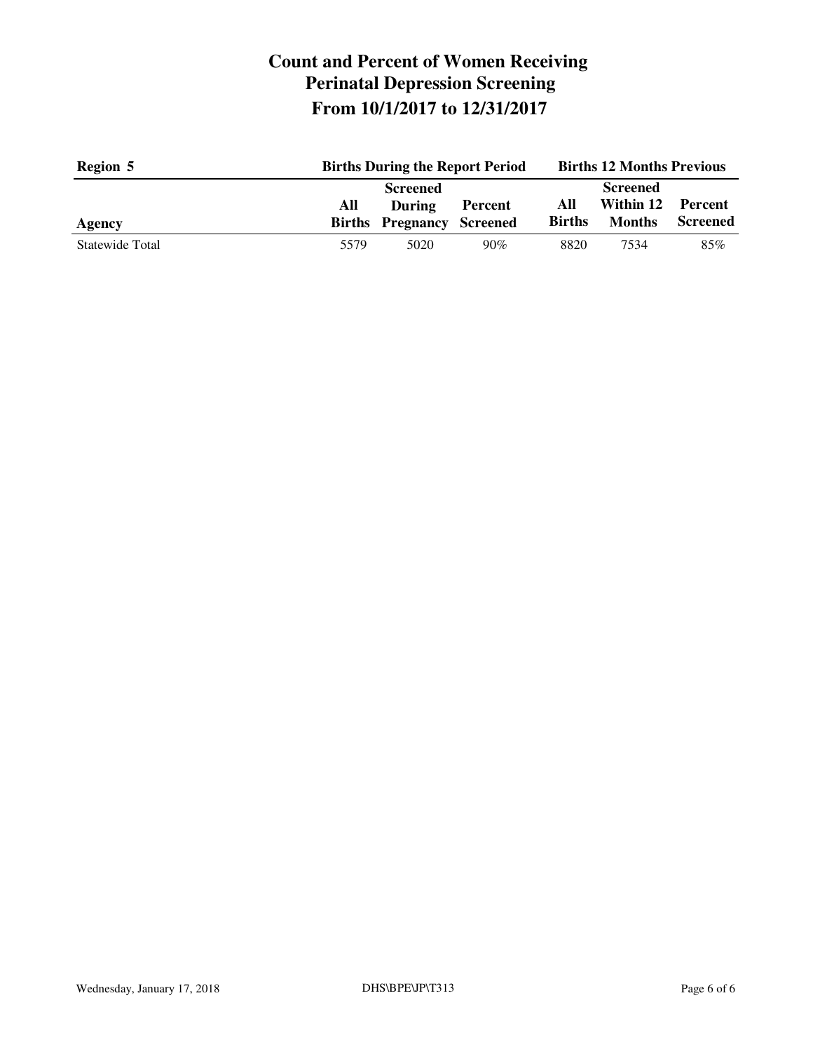# Count and Percent of Women Receiving Perinatal Depression Screening From 10/1/2017 to 12/31/2017

| Region 5 | Births During the Report Period | | | Births 12 Months Previous | | |
|---|---|---|---|---|---|---|
| Agency | All Births | Screened During Pregnancy | Percent Screened | All Births | Screened Within 12 Months | Percent Screened |
| Statewide Total | 5579 | 5020 | 90% | 8820 | 7534 | 85% |

Wednesday, January 17, 2018 DHS\BPE\JP\T313